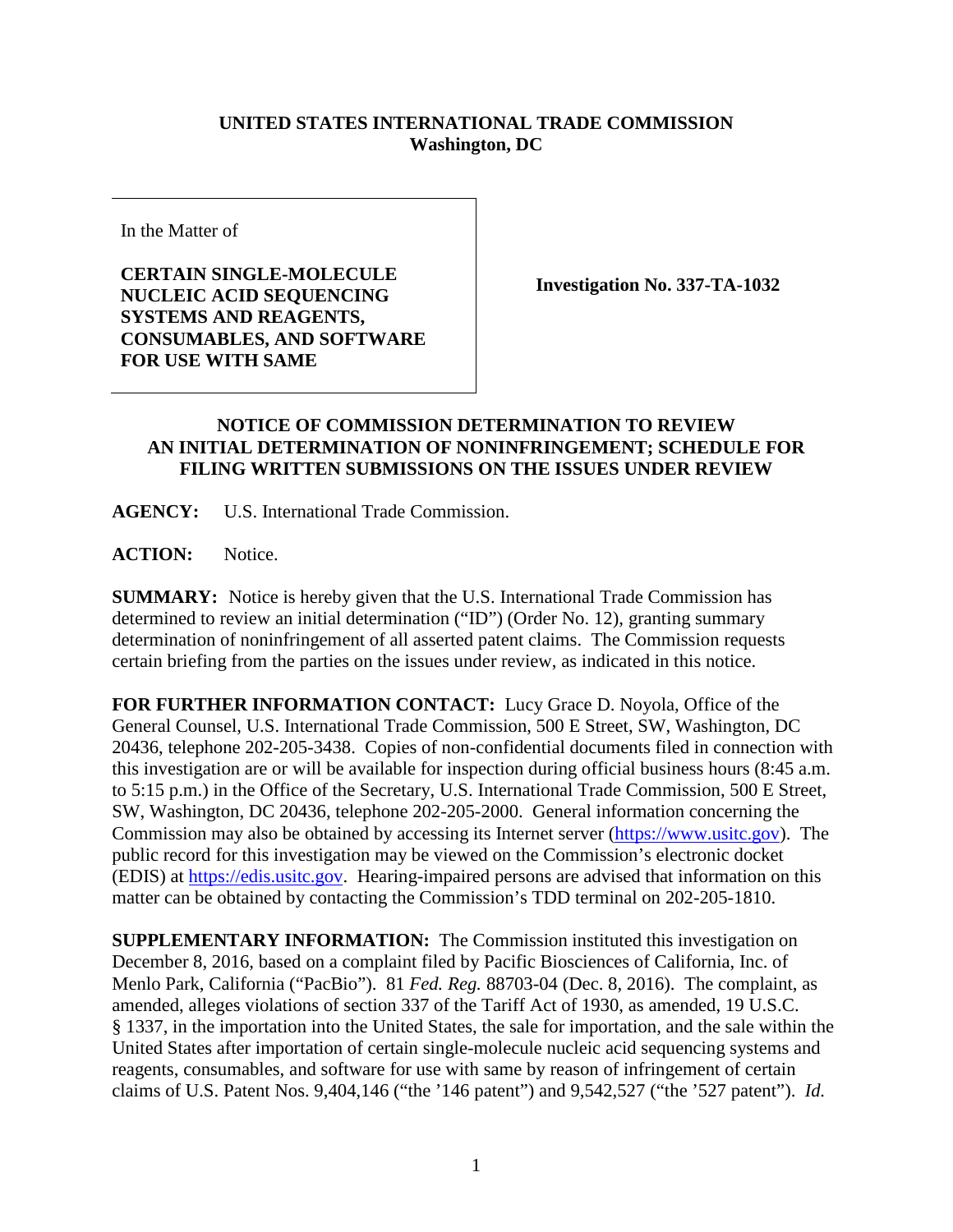**UNITED STATES INTERNATIONAL TRADE COMMISSION**
**Washington, DC**

| In the Matter of<br><br>**CERTAIN SINGLE-MOLECULE NUCLEIC ACID SEQUENCING SYSTEMS AND REAGENTS, CONSUMABLES, AND SOFTWARE FOR USE WITH SAME** | **Investigation No. 337-TA-1032** |
|---|---|

**NOTICE OF COMMISSION DETERMINATION TO REVIEW AN INITIAL DETERMINATION OF NONINFRINGEMENT; SCHEDULE FOR FILING WRITTEN SUBMISSIONS ON THE ISSUES UNDER REVIEW**

**AGENCY:** U.S. International Trade Commission.

**ACTION:** Notice.

**SUMMARY:** Notice is hereby given that the U.S. International Trade Commission has determined to review an initial determination ("ID") (Order No. 12), granting summary determination of noninfringement of all asserted patent claims. The Commission requests certain briefing from the parties on the issues under review, as indicated in this notice.

**FOR FURTHER INFORMATION CONTACT:** Lucy Grace D. Noyola, Office of the General Counsel, U.S. International Trade Commission, 500 E Street, SW, Washington, DC 20436, telephone 202-205-3438. Copies of non-confidential documents filed in connection with this investigation are or will be available for inspection during official business hours (8:45 a.m. to 5:15 p.m.) in the Office of the Secretary, U.S. International Trade Commission, 500 E Street, SW, Washington, DC 20436, telephone 202-205-2000. General information concerning the Commission may also be obtained by accessing its Internet server (https://www.usitc.gov). The public record for this investigation may be viewed on the Commission's electronic docket (EDIS) at https://edis.usitc.gov. Hearing-impaired persons are advised that information on this matter can be obtained by contacting the Commission's TDD terminal on 202-205-1810.

**SUPPLEMENTARY INFORMATION:** The Commission instituted this investigation on December 8, 2016, based on a complaint filed by Pacific Biosciences of California, Inc. of Menlo Park, California ("PacBio"). 81 *Fed. Reg.* 88703-04 (Dec. 8, 2016). The complaint, as amended, alleges violations of section 337 of the Tariff Act of 1930, as amended, 19 U.S.C. § 1337, in the importation into the United States, the sale for importation, and the sale within the United States after importation of certain single-molecule nucleic acid sequencing systems and reagents, consumables, and software for use with same by reason of infringement of certain claims of U.S. Patent Nos. 9,404,146 ("the '146 patent") and 9,542,527 ("the '527 patent"). *Id.*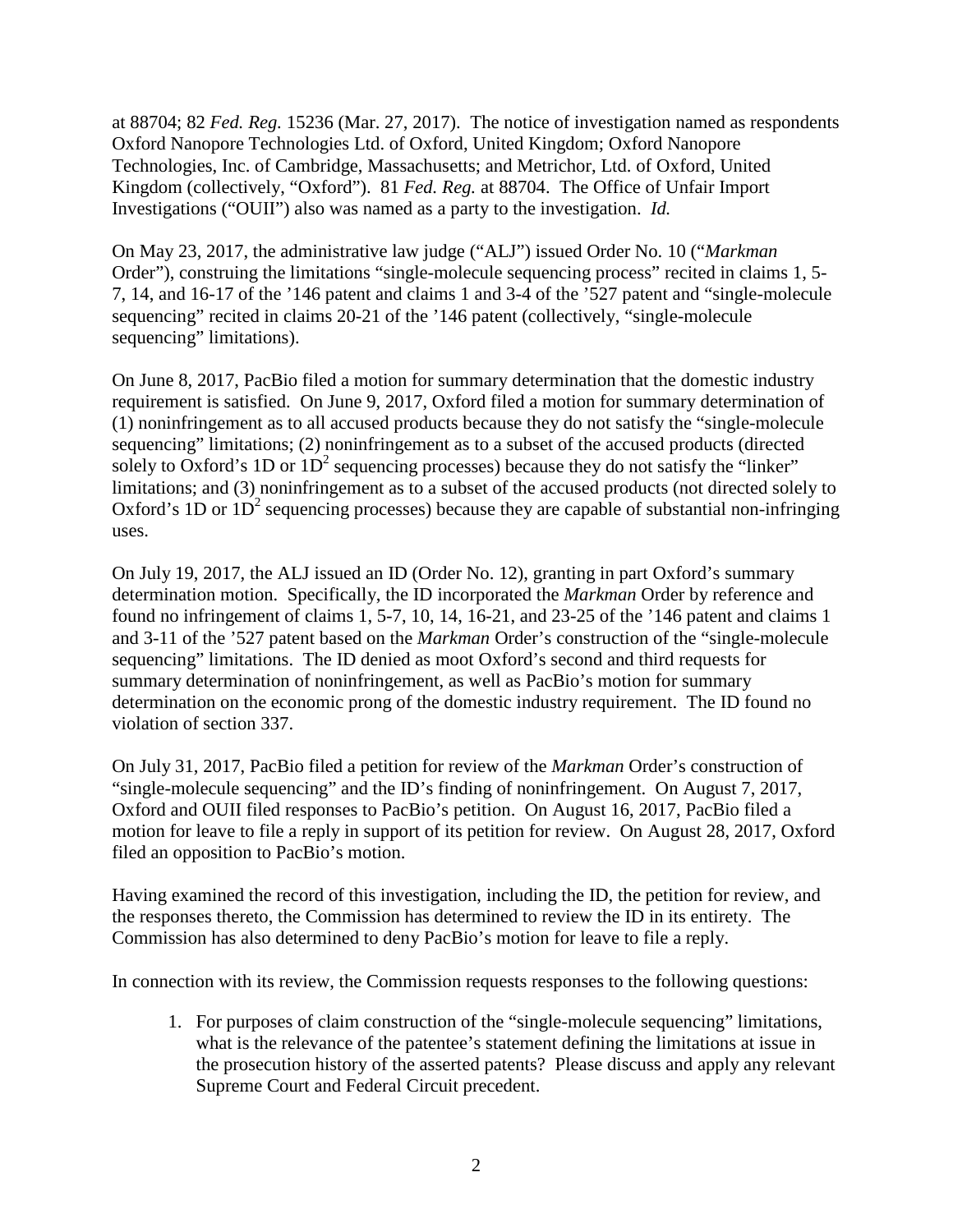at 88704; 82 *Fed. Reg.* 15236 (Mar. 27, 2017). The notice of investigation named as respondents Oxford Nanopore Technologies Ltd. of Oxford, United Kingdom; Oxford Nanopore Technologies, Inc. of Cambridge, Massachusetts; and Metrichor, Ltd. of Oxford, United Kingdom (collectively, "Oxford"). 81 *Fed. Reg.* at 88704. The Office of Unfair Import Investigations ("OUII") also was named as a party to the investigation. *Id.*

On May 23, 2017, the administrative law judge ("ALJ") issued Order No. 10 ("*Markman* Order"), construing the limitations "single-molecule sequencing process" recited in claims 1, 5-7, 14, and 16-17 of the '146 patent and claims 1 and 3-4 of the '527 patent and "single-molecule sequencing" recited in claims 20-21 of the '146 patent (collectively, "single-molecule sequencing" limitations).

On June 8, 2017, PacBio filed a motion for summary determination that the domestic industry requirement is satisfied. On June 9, 2017, Oxford filed a motion for summary determination of (1) noninfringement as to all accused products because they do not satisfy the "single-molecule sequencing" limitations; (2) noninfringement as to a subset of the accused products (directed solely to Oxford's 1D or $1D^2$ sequencing processes) because they do not satisfy the "linker" limitations; and (3) noninfringement as to a subset of the accused products (not directed solely to Oxford's 1D or $1D^2$ sequencing processes) because they are capable of substantial non-infringing uses.

On July 19, 2017, the ALJ issued an ID (Order No. 12), granting in part Oxford's summary determination motion. Specifically, the ID incorporated the *Markman* Order by reference and found no infringement of claims 1, 5-7, 10, 14, 16-21, and 23-25 of the '146 patent and claims 1 and 3-11 of the '527 patent based on the *Markman* Order's construction of the "single-molecule sequencing" limitations. The ID denied as moot Oxford's second and third requests for summary determination of noninfringement, as well as PacBio's motion for summary determination on the economic prong of the domestic industry requirement. The ID found no violation of section 337.

On July 31, 2017, PacBio filed a petition for review of the *Markman* Order's construction of "single-molecule sequencing" and the ID's finding of noninfringement. On August 7, 2017, Oxford and OUII filed responses to PacBio's petition. On August 16, 2017, PacBio filed a motion for leave to file a reply in support of its petition for review. On August 28, 2017, Oxford filed an opposition to PacBio's motion.

Having examined the record of this investigation, including the ID, the petition for review, and the responses thereto, the Commission has determined to review the ID in its entirety. The Commission has also determined to deny PacBio's motion for leave to file a reply.

In connection with its review, the Commission requests responses to the following questions:

1. For purposes of claim construction of the "single-molecule sequencing" limitations, what is the relevance of the patentee's statement defining the limitations at issue in the prosecution history of the asserted patents? Please discuss and apply any relevant Supreme Court and Federal Circuit precedent.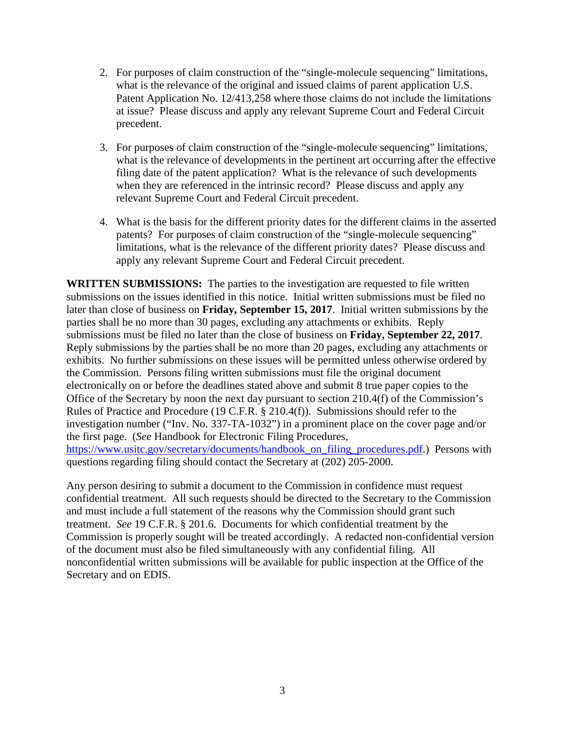2. For purposes of claim construction of the "single-molecule sequencing" limitations, what is the relevance of the original and issued claims of parent application U.S. Patent Application No. 12/413,258 where those claims do not include the limitations at issue? Please discuss and apply any relevant Supreme Court and Federal Circuit precedent.

3. For purposes of claim construction of the "single-molecule sequencing" limitations, what is the relevance of developments in the pertinent art occurring after the effective filing date of the patent application? What is the relevance of such developments when they are referenced in the intrinsic record? Please discuss and apply any relevant Supreme Court and Federal Circuit precedent.

4. What is the basis for the different priority dates for the different claims in the asserted patents? For purposes of claim construction of the "single-molecule sequencing" limitations, what is the relevance of the different priority dates? Please discuss and apply any relevant Supreme Court and Federal Circuit precedent.

**WRITTEN SUBMISSIONS:** The parties to the investigation are requested to file written submissions on the issues identified in this notice. Initial written submissions must be filed no later than close of business on **Friday, September 15, 2017**. Initial written submissions by the parties shall be no more than 30 pages, excluding any attachments or exhibits. Reply submissions must be filed no later than the close of business on **Friday, September 22, 2017**. Reply submissions by the parties shall be no more than 20 pages, excluding any attachments or exhibits. No further submissions on these issues will be permitted unless otherwise ordered by the Commission. Persons filing written submissions must file the original document electronically on or before the deadlines stated above and submit 8 true paper copies to the Office of the Secretary by noon the next day pursuant to section 210.4(f) of the Commission's Rules of Practice and Procedure (19 C.F.R. § 210.4(f)). Submissions should refer to the investigation number ("Inv. No. 337-TA-1032") in a prominent place on the cover page and/or the first page. (*See* Handbook for Electronic Filing Procedures, https://www.usitc.gov/secretary/documents/handbook_on_filing_procedures.pdf.) Persons with questions regarding filing should contact the Secretary at (202) 205-2000.

Any person desiring to submit a document to the Commission in confidence must request confidential treatment. All such requests should be directed to the Secretary to the Commission and must include a full statement of the reasons why the Commission should grant such treatment. *See* 19 C.F.R. § 201.6. Documents for which confidential treatment by the Commission is properly sought will be treated accordingly. A redacted non-confidential version of the document must also be filed simultaneously with any confidential filing. All nonconfidential written submissions will be available for public inspection at the Office of the Secretary and on EDIS.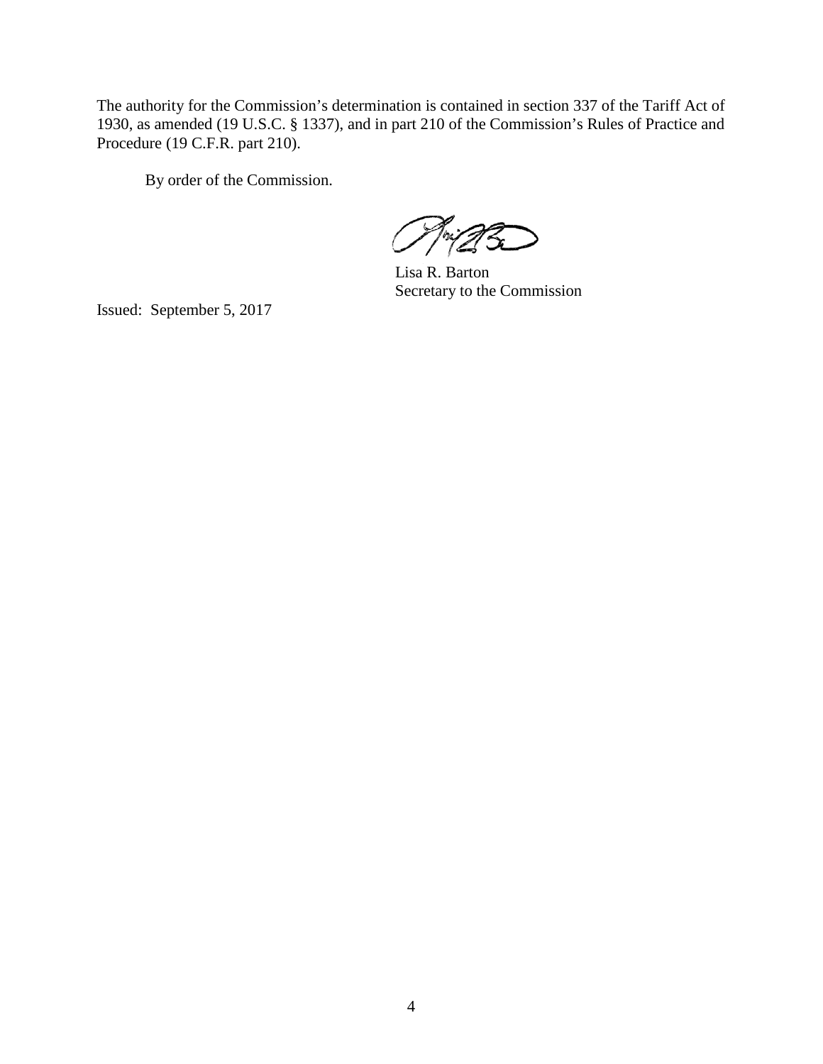The authority for the Commission's determination is contained in section 337 of the Tariff Act of 1930, as amended (19 U.S.C. § 1337), and in part 210 of the Commission's Rules of Practice and Procedure (19 C.F.R. part 210).

By order of the Commission.

Lisa R. Barton
Secretary to the Commission

Issued: September 5, 2017